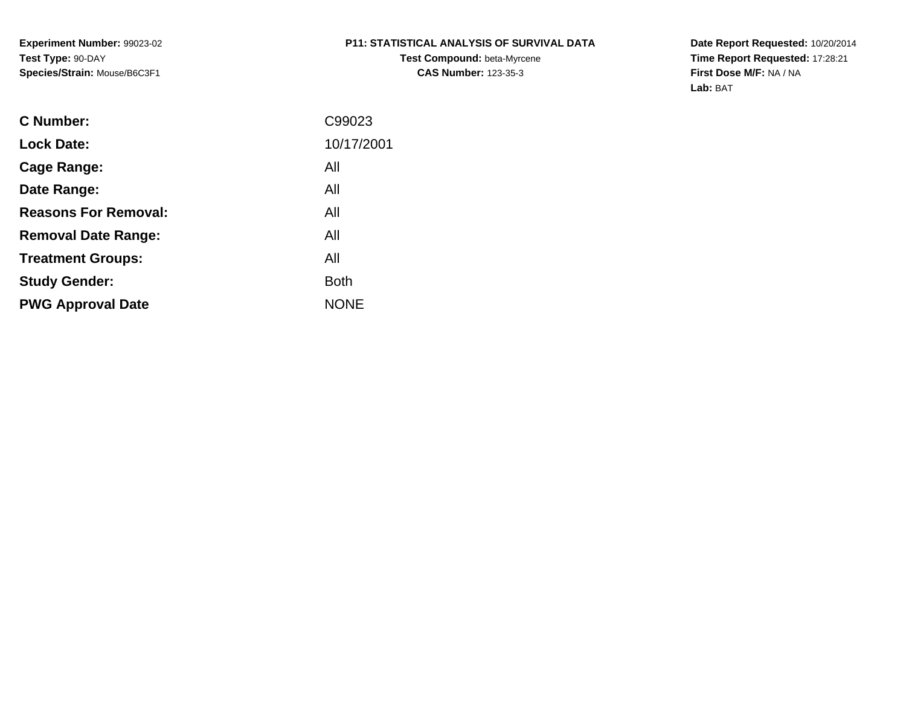**Experiment Number:** 99023-02
**Test Type:** 90-DAY
**Species/Strain:** Mouse/B6C3F1

**P11: STATISTICAL ANALYSIS OF SURVIVAL DATA**
**Test Compound:** beta-Myrcene
**CAS Number:** 123-35-3

**Date Report Requested:** 10/20/2014
**Time Report Requested:** 17:28:21
**First Dose M/F:** NA / NA
**Lab:** BAT

| | |
|---|---|
| **C Number:** | C99023 |
| **Lock Date:** | 10/17/2001 |
| **Cage Range:** | All |
| **Date Range:** | All |
| **Reasons For Removal:** | All |
| **Removal Date Range:** | All |
| **Treatment Groups:** | All |
| **Study Gender:** | Both |
| **PWG Approval Date** | NONE |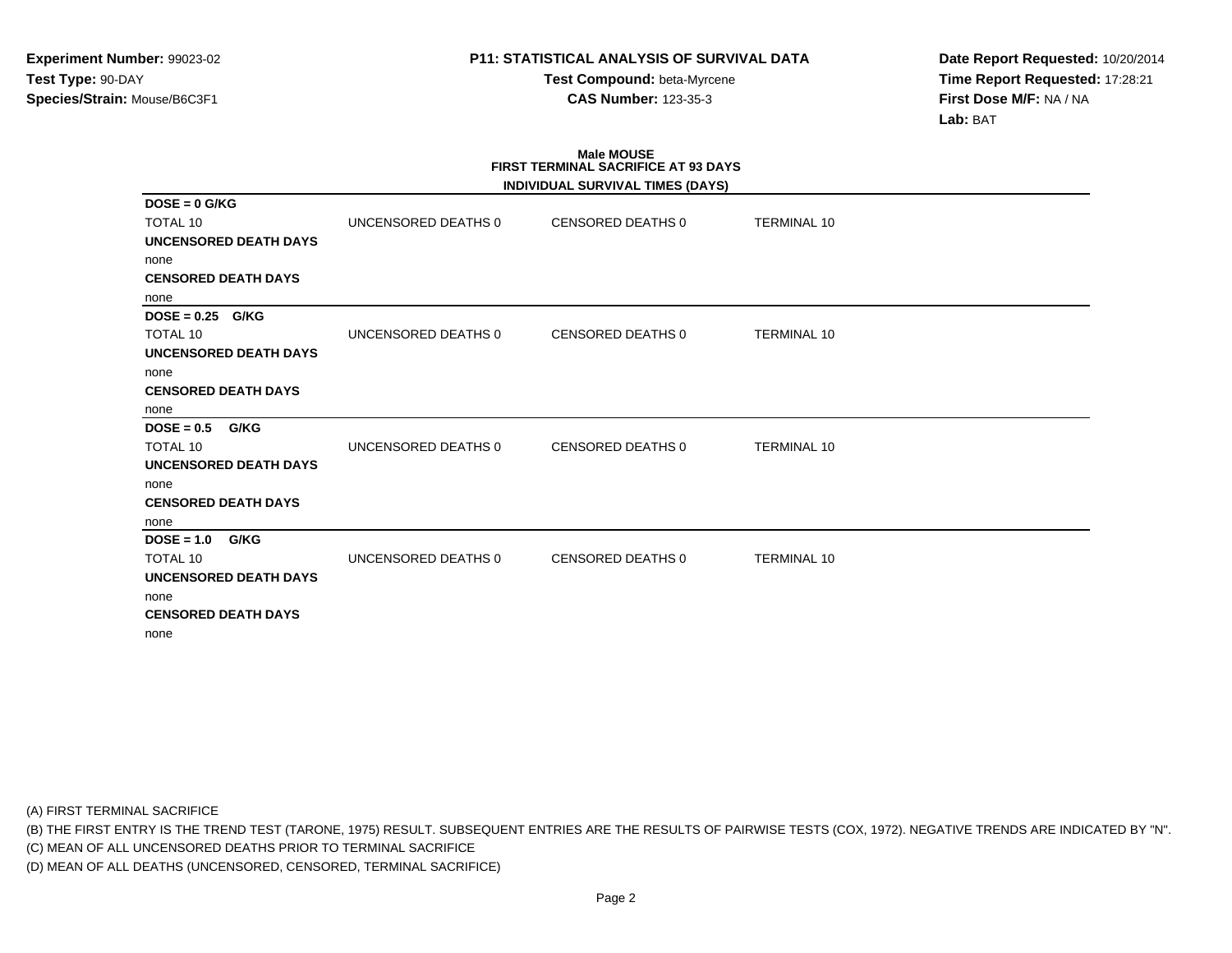**Experiment Number:** 99023-02
**Test Type:** 90-DAY
**Species/Strain:** Mouse/B6C3F1

**P11: STATISTICAL ANALYSIS OF SURVIVAL DATA**
**Test Compound:** beta-Myrcene
**CAS Number:** 123-35-3

**Date Report Requested:** 10/20/2014
**Time Report Requested:** 17:28:21
**First Dose M/F:** NA / NA
**Lab:** BAT

## Male MOUSE
### FIRST TERMINAL SACRIFICE AT 93 DAYS
### INDIVIDUAL SURVIVAL TIMES (DAYS)

**DOSE = 0 G/KG**

| TOTAL 10 | UNCENSORED DEATHS 0 | CENSORED DEATHS 0 | TERMINAL 10 |
|---|---|---|---|

**UNCENSORED DEATH DAYS**

none

**CENSORED DEATH DAYS**

none

**DOSE = 0.25 G/KG**

| TOTAL 10 | UNCENSORED DEATHS 0 | CENSORED DEATHS 0 | TERMINAL 10 |
|---|---|---|---|

**UNCENSORED DEATH DAYS**

none

**CENSORED DEATH DAYS**

none

**DOSE = 0.5 G/KG**

| TOTAL 10 | UNCENSORED DEATHS 0 | CENSORED DEATHS 0 | TERMINAL 10 |
|---|---|---|---|

**UNCENSORED DEATH DAYS**

none

**CENSORED DEATH DAYS**

none

**DOSE = 1.0 G/KG**

| TOTAL 10 | UNCENSORED DEATHS 0 | CENSORED DEATHS 0 | TERMINAL 10 |
|---|---|---|---|

**UNCENSORED DEATH DAYS**

none

**CENSORED DEATH DAYS**

none

(A) FIRST TERMINAL SACRIFICE
(B) THE FIRST ENTRY IS THE TREND TEST (TARONE, 1975) RESULT. SUBSEQUENT ENTRIES ARE THE RESULTS OF PAIRWISE TESTS (COX, 1972). NEGATIVE TRENDS ARE INDICATED BY "N".
(C) MEAN OF ALL UNCENSORED DEATHS PRIOR TO TERMINAL SACRIFICE
(D) MEAN OF ALL DEATHS (UNCENSORED, CENSORED, TERMINAL SACRIFICE)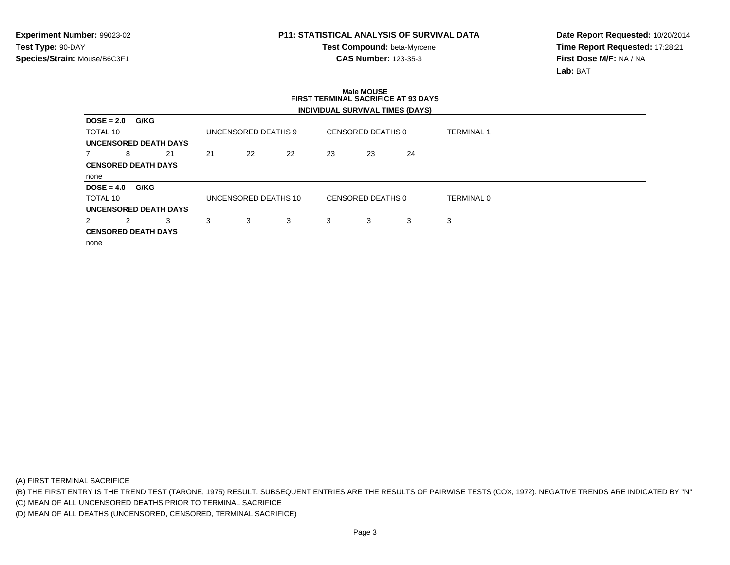**Experiment Number:** 99023-02
**Test Type:** 90-DAY
**Species/Strain:** Mouse/B6C3F1

**P11: STATISTICAL ANALYSIS OF SURVIVAL DATA**
**Test Compound:** beta-Myrcene
**CAS Number:** 123-35-3

**Date Report Requested:** 10/20/2014
**Time Report Requested:** 17:28:21
**First Dose M/F:** NA / NA
**Lab:** BAT

## Male MOUSE
### FIRST TERMINAL SACRIFICE AT 93 DAYS
### INDIVIDUAL SURVIVAL TIMES (DAYS)

**DOSE = 2.0 G/KG**

TOTAL 10 | UNCENSORED DEATHS 9 | CENSORED DEATHS 0 | TERMINAL 1

**UNCENSORED DEATH DAYS**

7 8 21 21 22 22 23 23 24

**CENSORED DEATH DAYS**

none

**DOSE = 4.0 G/KG**

TOTAL 10 | UNCENSORED DEATHS 10 | CENSORED DEATHS 0 | TERMINAL 0

**UNCENSORED DEATH DAYS**

2 2 3 3 3 3 3 3 3 3

**CENSORED DEATH DAYS**

none

(A) FIRST TERMINAL SACRIFICE
(B) THE FIRST ENTRY IS THE TREND TEST (TARONE, 1975) RESULT. SUBSEQUENT ENTRIES ARE THE RESULTS OF PAIRWISE TESTS (COX, 1972). NEGATIVE TRENDS ARE INDICATED BY "N".
(C) MEAN OF ALL UNCENSORED DEATHS PRIOR TO TERMINAL SACRIFICE
(D) MEAN OF ALL DEATHS (UNCENSORED, CENSORED, TERMINAL SACRIFICE)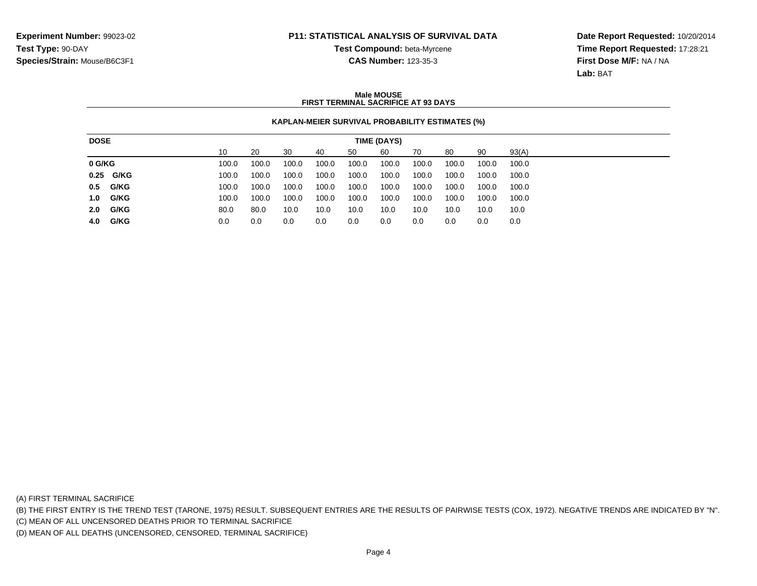**Experiment Number:** 99023-02
**Test Type:** 90-DAY
**Species/Strain:** Mouse/B6C3F1

**P11: STATISTICAL ANALYSIS OF SURVIVAL DATA**
**Test Compound:** beta-Myrcene
**CAS Number:** 123-35-3

**Date Report Requested:** 10/20/2014
**Time Report Requested:** 17:28:21
**First Dose M/F:** NA / NA
**Lab:** BAT

**Male MOUSE**
**FIRST TERMINAL SACRIFICE AT 93 DAYS**

**KAPLAN-MEIER SURVIVAL PROBABILITY ESTIMATES (%)**

| DOSE | TIME (DAYS) | | | | | | | | | |
|---|---|---|---|---|---|---|---|---|---|---|
| | 10 | 20 | 30 | 40 | 50 | 60 | 70 | 80 | 90 | 93(A) |
| **0 G/KG** | 100.0 | 100.0 | 100.0 | 100.0 | 100.0 | 100.0 | 100.0 | 100.0 | 100.0 | 100.0 |
| **0.25 G/KG** | 100.0 | 100.0 | 100.0 | 100.0 | 100.0 | 100.0 | 100.0 | 100.0 | 100.0 | 100.0 |
| **0.5 G/KG** | 100.0 | 100.0 | 100.0 | 100.0 | 100.0 | 100.0 | 100.0 | 100.0 | 100.0 | 100.0 |
| **1.0 G/KG** | 100.0 | 100.0 | 100.0 | 100.0 | 100.0 | 100.0 | 100.0 | 100.0 | 100.0 | 100.0 |
| **2.0 G/KG** | 80.0 | 80.0 | 10.0 | 10.0 | 10.0 | 10.0 | 10.0 | 10.0 | 10.0 | 10.0 |
| **4.0 G/KG** | 0.0 | 0.0 | 0.0 | 0.0 | 0.0 | 0.0 | 0.0 | 0.0 | 0.0 | 0.0 |

(A) FIRST TERMINAL SACRIFICE
(B) THE FIRST ENTRY IS THE TREND TEST (TARONE, 1975) RESULT. SUBSEQUENT ENTRIES ARE THE RESULTS OF PAIRWISE TESTS (COX, 1972). NEGATIVE TRENDS ARE INDICATED BY "N".
(C) MEAN OF ALL UNCENSORED DEATHS PRIOR TO TERMINAL SACRIFICE
(D) MEAN OF ALL DEATHS (UNCENSORED, CENSORED, TERMINAL SACRIFICE)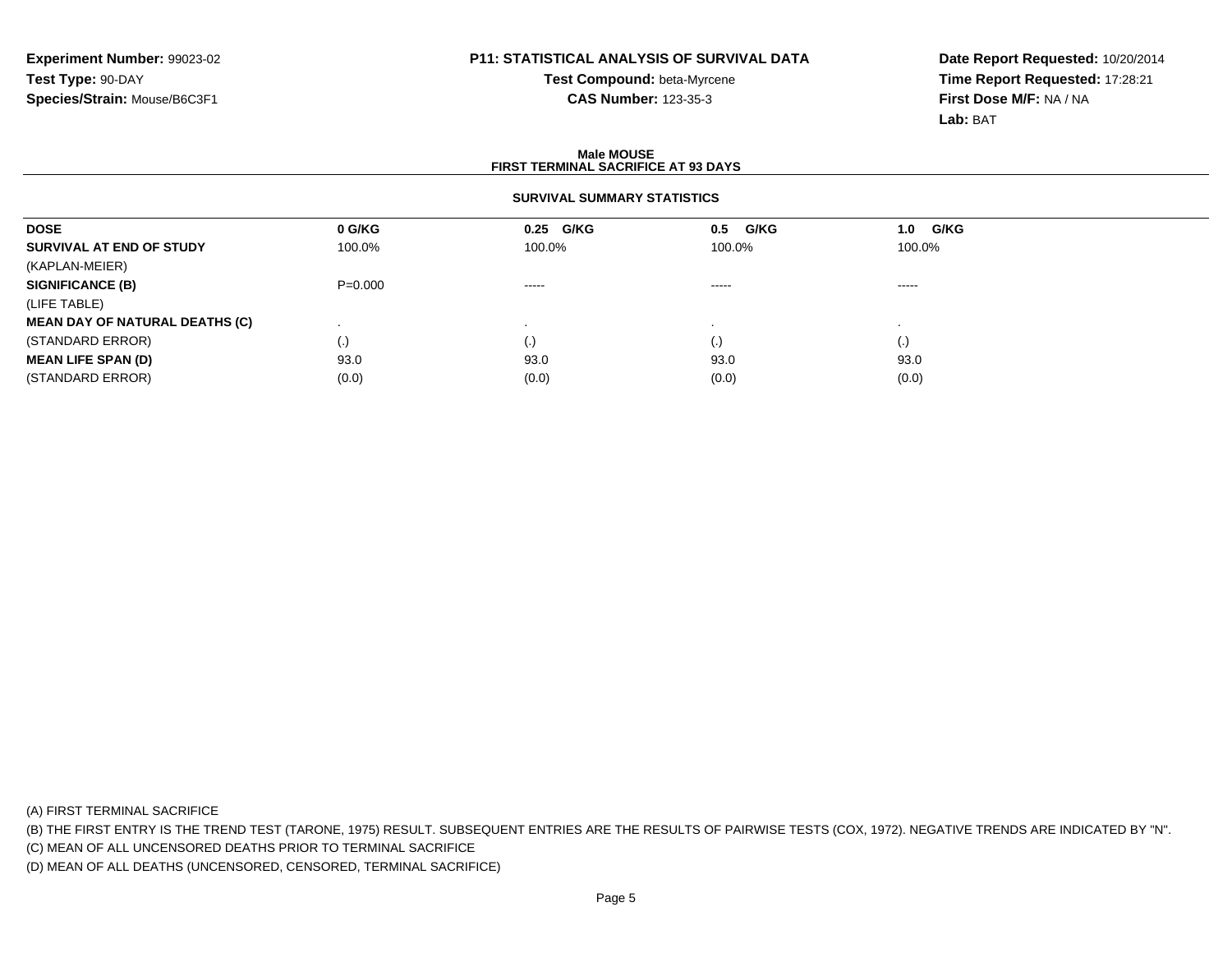**Experiment Number:** 99023-02
**Test Type:** 90-DAY
**Species/Strain:** Mouse/B6C3F1

**P11: STATISTICAL ANALYSIS OF SURVIVAL DATA**
**Test Compound:** beta-Myrcene
**CAS Number:** 123-35-3

**Date Report Requested:** 10/20/2014
**Time Report Requested:** 17:28:21
**First Dose M/F:** NA / NA
**Lab:** BAT

**Male MOUSE**
**FIRST TERMINAL SACRIFICE AT 93 DAYS**

**SURVIVAL SUMMARY STATISTICS**

| DOSE | 0 G/KG | 0.25 G/KG | 0.5 G/KG | 1.0 G/KG |
|---|---|---|---|---|
| **SURVIVAL AT END OF STUDY** | 100.0% | 100.0% | 100.0% | 100.0% |
| (KAPLAN-MEIER) | | | | |
| **SIGNIFICANCE (B)** | P=0.000 | ----- | ----- | ----- |
| (LIFE TABLE) | | | | |
| **MEAN DAY OF NATURAL DEATHS (C)** | . | . | . | . |
| (STANDARD ERROR) | (.) | (.) | (.) | (.) |
| **MEAN LIFE SPAN (D)** | 93.0 | 93.0 | 93.0 | 93.0 |
| (STANDARD ERROR) | (0.0) | (0.0) | (0.0) | (0.0) |

(A) FIRST TERMINAL SACRIFICE
(B) THE FIRST ENTRY IS THE TREND TEST (TARONE, 1975) RESULT. SUBSEQUENT ENTRIES ARE THE RESULTS OF PAIRWISE TESTS (COX, 1972). NEGATIVE TRENDS ARE INDICATED BY "N".
(C) MEAN OF ALL UNCENSORED DEATHS PRIOR TO TERMINAL SACRIFICE
(D) MEAN OF ALL DEATHS (UNCENSORED, CENSORED, TERMINAL SACRIFICE)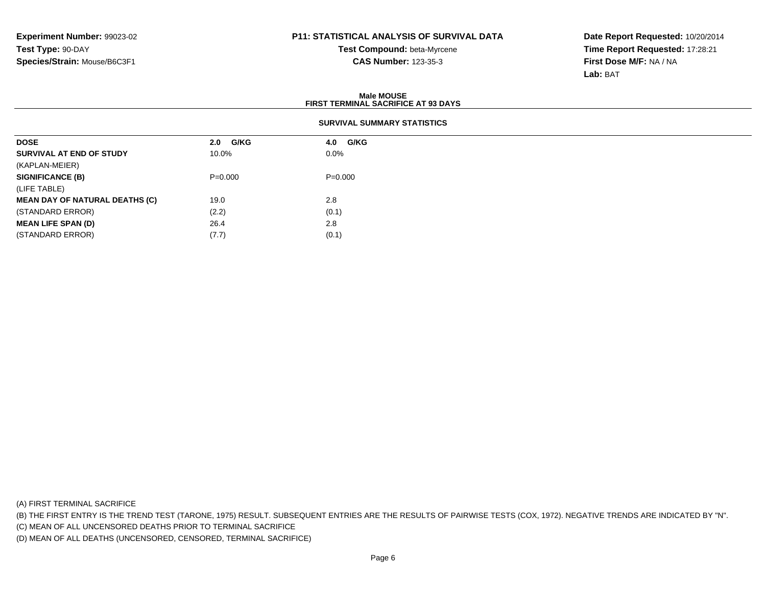**Experiment Number:** 99023-02
**Test Type:** 90-DAY
**Species/Strain:** Mouse/B6C3F1

**P11: STATISTICAL ANALYSIS OF SURVIVAL DATA**
**Test Compound:** beta-Myrcene
**CAS Number:** 123-35-3

**Date Report Requested:** 10/20/2014
**Time Report Requested:** 17:28:21
**First Dose M/F:** NA / NA
**Lab:** BAT

## Male MOUSE
## FIRST TERMINAL SACRIFICE AT 93 DAYS

### SURVIVAL SUMMARY STATISTICS

| DOSE | 2.0 G/KG | 4.0 G/KG |
|---|---|---|
| **SURVIVAL AT END OF STUDY** | 10.0% | 0.0% |
| (KAPLAN-MEIER) | | |
| **SIGNIFICANCE (B)** | P=0.000 | P=0.000 |
| (LIFE TABLE) | | |
| **MEAN DAY OF NATURAL DEATHS (C)** | 19.0 | 2.8 |
| (STANDARD ERROR) | (2.2) | (0.1) |
| **MEAN LIFE SPAN (D)** | 26.4 | 2.8 |
| (STANDARD ERROR) | (7.7) | (0.1) |

(A) FIRST TERMINAL SACRIFICE
(B) THE FIRST ENTRY IS THE TREND TEST (TARONE, 1975) RESULT. SUBSEQUENT ENTRIES ARE THE RESULTS OF PAIRWISE TESTS (COX, 1972). NEGATIVE TRENDS ARE INDICATED BY "N".
(C) MEAN OF ALL UNCENSORED DEATHS PRIOR TO TERMINAL SACRIFICE
(D) MEAN OF ALL DEATHS (UNCENSORED, CENSORED, TERMINAL SACRIFICE)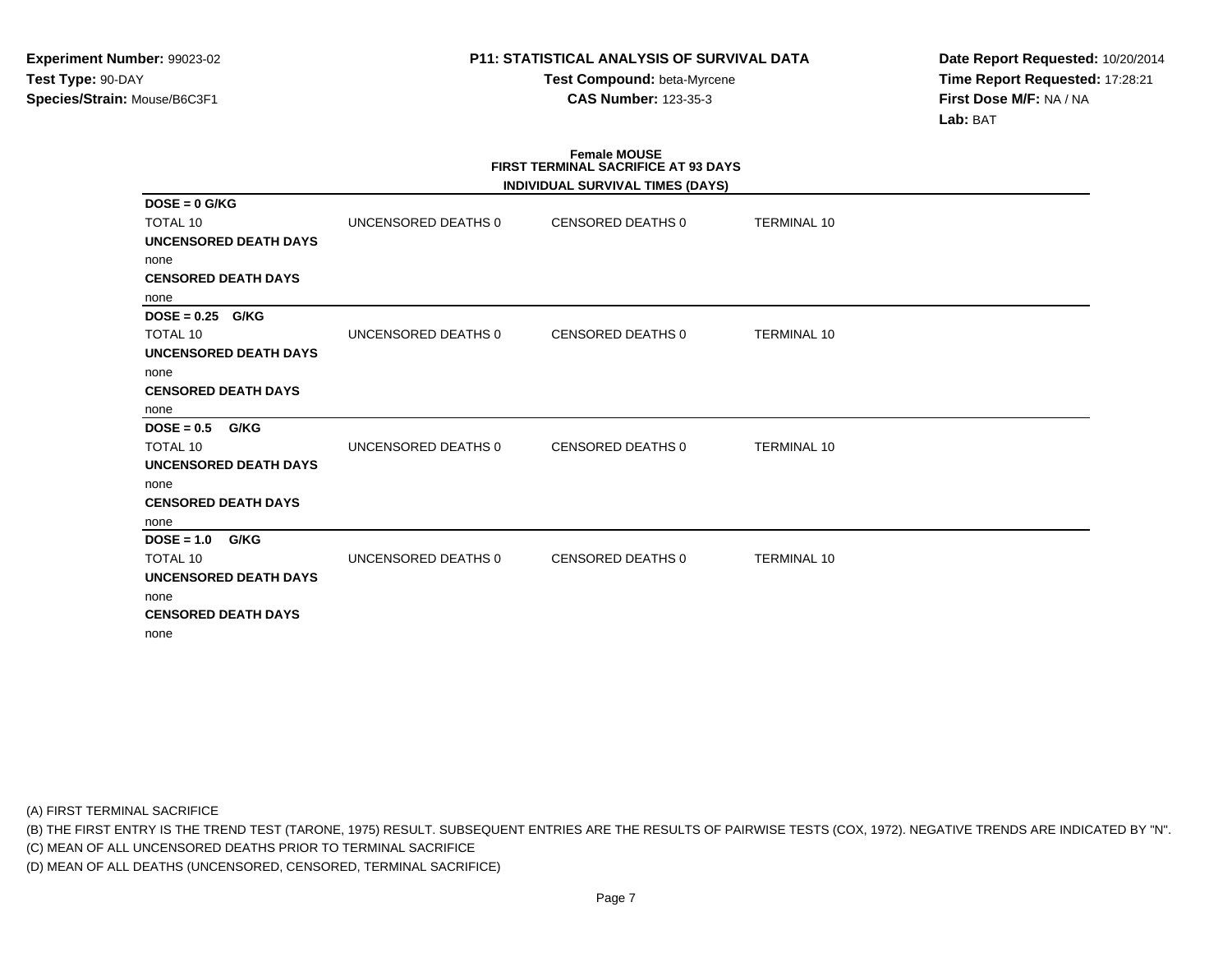**Experiment Number:** 99023-02
**Test Type:** 90-DAY
**Species/Strain:** Mouse/B6C3F1

**P11: STATISTICAL ANALYSIS OF SURVIVAL DATA**
**Test Compound:** beta-Myrcene
**CAS Number:** 123-35-3

**Date Report Requested:** 10/20/2014
**Time Report Requested:** 17:28:21
**First Dose M/F:** NA / NA
**Lab:** BAT

## Female MOUSE
## FIRST TERMINAL SACRIFICE AT 93 DAYS
### INDIVIDUAL SURVIVAL TIMES (DAYS)

**DOSE = 0 G/KG**

| TOTAL 10 | UNCENSORED DEATHS 0 | CENSORED DEATHS 0 | TERMINAL 10 |
|---|---|---|---|

**UNCENSORED DEATH DAYS**
none
**CENSORED DEATH DAYS**
none

**DOSE = 0.25 G/KG**

| TOTAL 10 | UNCENSORED DEATHS 0 | CENSORED DEATHS 0 | TERMINAL 10 |
|---|---|---|---|

**UNCENSORED DEATH DAYS**
none
**CENSORED DEATH DAYS**
none

**DOSE = 0.5 G/KG**

| TOTAL 10 | UNCENSORED DEATHS 0 | CENSORED DEATHS 0 | TERMINAL 10 |
|---|---|---|---|

**UNCENSORED DEATH DAYS**
none
**CENSORED DEATH DAYS**
none

**DOSE = 1.0 G/KG**

| TOTAL 10 | UNCENSORED DEATHS 0 | CENSORED DEATHS 0 | TERMINAL 10 |
|---|---|---|---|

**UNCENSORED DEATH DAYS**
none
**CENSORED DEATH DAYS**
none

(A) FIRST TERMINAL SACRIFICE
(B) THE FIRST ENTRY IS THE TREND TEST (TARONE, 1975) RESULT. SUBSEQUENT ENTRIES ARE THE RESULTS OF PAIRWISE TESTS (COX, 1972). NEGATIVE TRENDS ARE INDICATED BY "N".
(C) MEAN OF ALL UNCENSORED DEATHS PRIOR TO TERMINAL SACRIFICE
(D) MEAN OF ALL DEATHS (UNCENSORED, CENSORED, TERMINAL SACRIFICE)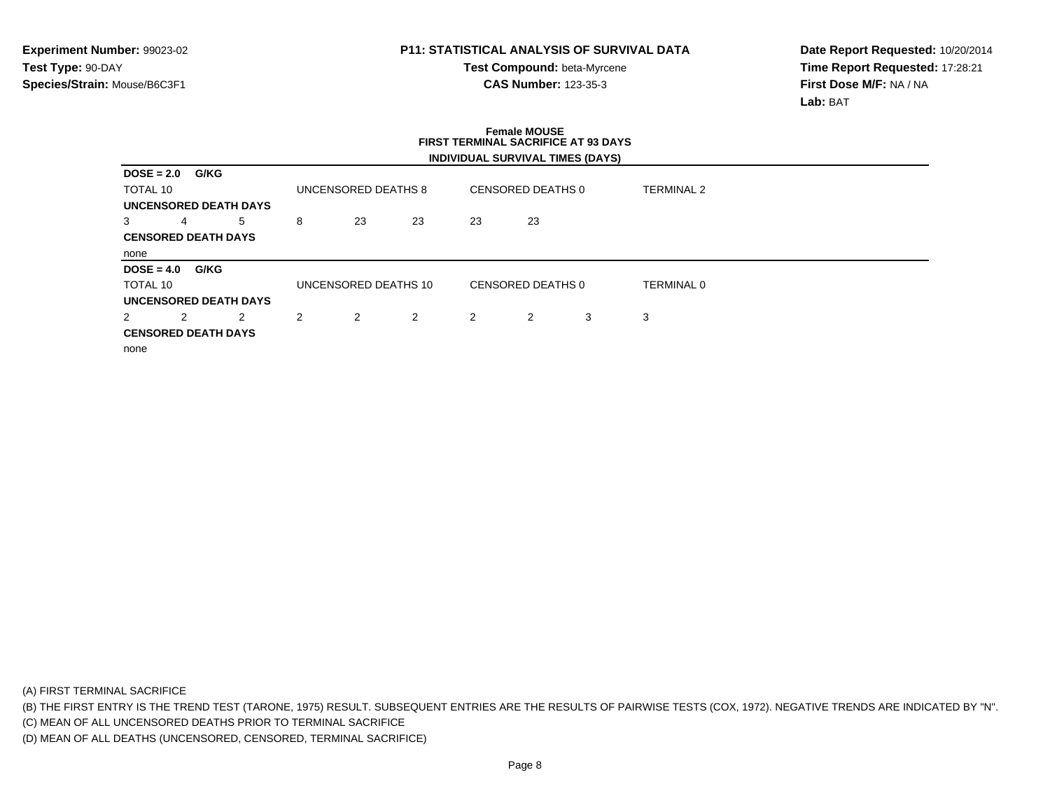**Experiment Number:** 99023-02
**Test Type:** 90-DAY
**Species/Strain:** Mouse/B6C3F1

**P11: STATISTICAL ANALYSIS OF SURVIVAL DATA**
**Test Compound:** beta-Myrcene
**CAS Number:** 123-35-3

**Date Report Requested:** 10/20/2014
**Time Report Requested:** 17:28:21
**First Dose M/F:** NA / NA
**Lab:** BAT

## Female MOUSE
## FIRST TERMINAL SACRIFICE AT 93 DAYS
### INDIVIDUAL SURVIVAL TIMES (DAYS)

**DOSE = 2.0 G/KG**

TOTAL 10 | UNCENSORED DEATHS 8 | CENSORED DEATHS 0 | TERMINAL 2

**UNCENSORED DEATH DAYS**

3 4 5 8 23 23 23 23

**CENSORED DEATH DAYS**

none

**DOSE = 4.0 G/KG**

TOTAL 10 | UNCENSORED DEATHS 10 | CENSORED DEATHS 0 | TERMINAL 0

**UNCENSORED DEATH DAYS**

2 2 2 2 2 2 2 2 3 3

**CENSORED DEATH DAYS**

none

(A) FIRST TERMINAL SACRIFICE
(B) THE FIRST ENTRY IS THE TREND TEST (TARONE, 1975) RESULT. SUBSEQUENT ENTRIES ARE THE RESULTS OF PAIRWISE TESTS (COX, 1972). NEGATIVE TRENDS ARE INDICATED BY "N".
(C) MEAN OF ALL UNCENSORED DEATHS PRIOR TO TERMINAL SACRIFICE
(D) MEAN OF ALL DEATHS (UNCENSORED, CENSORED, TERMINAL SACRIFICE)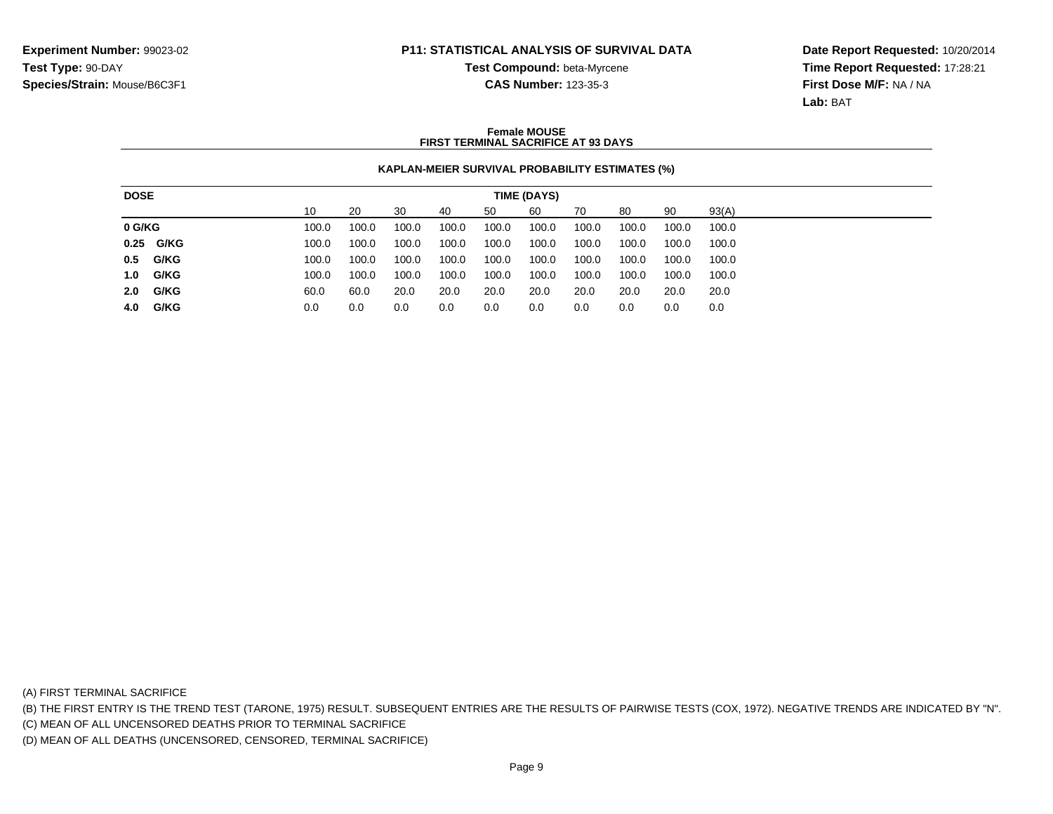**Experiment Number:** 99023-02
**Test Type:** 90-DAY
**Species/Strain:** Mouse/B6C3F1

**P11: STATISTICAL ANALYSIS OF SURVIVAL DATA**
**Test Compound:** beta-Myrcene
**CAS Number:** 123-35-3

**Date Report Requested:** 10/20/2014
**Time Report Requested:** 17:28:21
**First Dose M/F:** NA / NA
**Lab:** BAT

**Female MOUSE**
**FIRST TERMINAL SACRIFICE AT 93 DAYS**

**KAPLAN-MEIER SURVIVAL PROBABILITY ESTIMATES (%)**

| DOSE | TIME (DAYS) | | | | | | | | | |
|---|---|---|---|---|---|---|---|---|---|---|
| | 10 | 20 | 30 | 40 | 50 | 60 | 70 | 80 | 90 | 93(A) |
| **0 G/KG** | 100.0 | 100.0 | 100.0 | 100.0 | 100.0 | 100.0 | 100.0 | 100.0 | 100.0 | 100.0 |
| **0.25 G/KG** | 100.0 | 100.0 | 100.0 | 100.0 | 100.0 | 100.0 | 100.0 | 100.0 | 100.0 | 100.0 |
| **0.5 G/KG** | 100.0 | 100.0 | 100.0 | 100.0 | 100.0 | 100.0 | 100.0 | 100.0 | 100.0 | 100.0 |
| **1.0 G/KG** | 100.0 | 100.0 | 100.0 | 100.0 | 100.0 | 100.0 | 100.0 | 100.0 | 100.0 | 100.0 |
| **2.0 G/KG** | 60.0 | 60.0 | 20.0 | 20.0 | 20.0 | 20.0 | 20.0 | 20.0 | 20.0 | 20.0 |
| **4.0 G/KG** | 0.0 | 0.0 | 0.0 | 0.0 | 0.0 | 0.0 | 0.0 | 0.0 | 0.0 | 0.0 |

(A) FIRST TERMINAL SACRIFICE
(B) THE FIRST ENTRY IS THE TREND TEST (TARONE, 1975) RESULT. SUBSEQUENT ENTRIES ARE THE RESULTS OF PAIRWISE TESTS (COX, 1972). NEGATIVE TRENDS ARE INDICATED BY "N".
(C) MEAN OF ALL UNCENSORED DEATHS PRIOR TO TERMINAL SACRIFICE
(D) MEAN OF ALL DEATHS (UNCENSORED, CENSORED, TERMINAL SACRIFICE)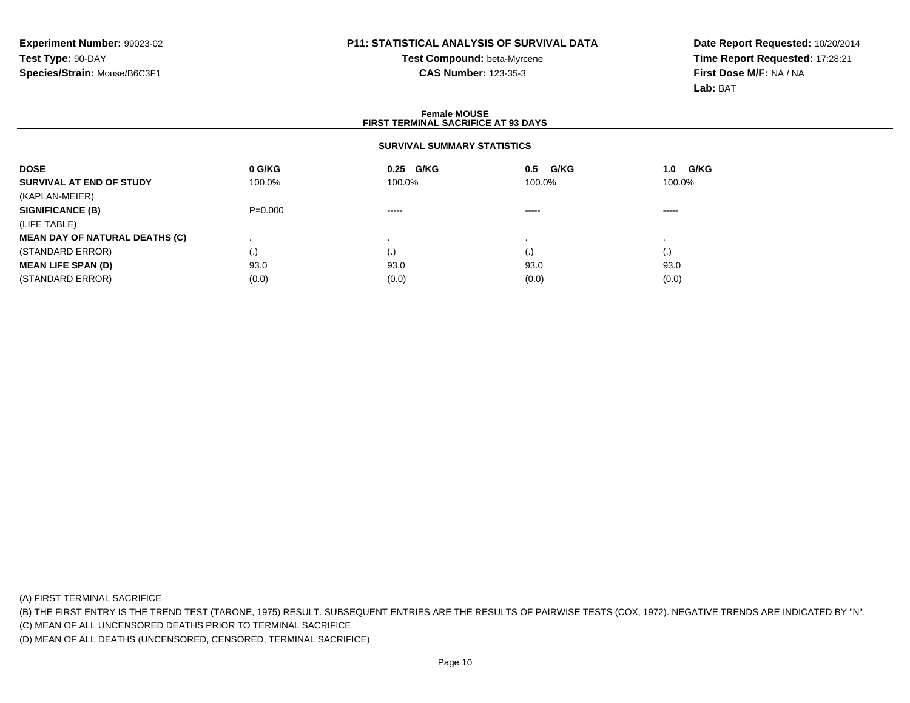**Experiment Number:** 99023-02
**Test Type:** 90-DAY
**Species/Strain:** Mouse/B6C3F1

**P11: STATISTICAL ANALYSIS OF SURVIVAL DATA**
**Test Compound:** beta-Myrcene
**CAS Number:** 123-35-3

**Date Report Requested:** 10/20/2014
**Time Report Requested:** 17:28:21
**First Dose M/F:** NA / NA
**Lab:** BAT

**Female MOUSE**
**FIRST TERMINAL SACRIFICE AT 93 DAYS**

**SURVIVAL SUMMARY STATISTICS**

| DOSE | 0 G/KG | 0.25 G/KG | 0.5 G/KG | 1.0 G/KG |
|---|---|---|---|---|
| **SURVIVAL AT END OF STUDY** | 100.0% | 100.0% | 100.0% | 100.0% |
| (KAPLAN-MEIER) | | | | |
| **SIGNIFICANCE (B)** | P=0.000 | ----- | ----- | ----- |
| (LIFE TABLE) | | | | |
| **MEAN DAY OF NATURAL DEATHS (C)** | . | . | . | . |
| (STANDARD ERROR) | (.) | (.) | (.) | (.) |
| **MEAN LIFE SPAN (D)** | 93.0 | 93.0 | 93.0 | 93.0 |
| (STANDARD ERROR) | (0.0) | (0.0) | (0.0) | (0.0) |

(A) FIRST TERMINAL SACRIFICE
(B) THE FIRST ENTRY IS THE TREND TEST (TARONE, 1975) RESULT. SUBSEQUENT ENTRIES ARE THE RESULTS OF PAIRWISE TESTS (COX, 1972). NEGATIVE TRENDS ARE INDICATED BY "N".
(C) MEAN OF ALL UNCENSORED DEATHS PRIOR TO TERMINAL SACRIFICE
(D) MEAN OF ALL DEATHS (UNCENSORED, CENSORED, TERMINAL SACRIFICE)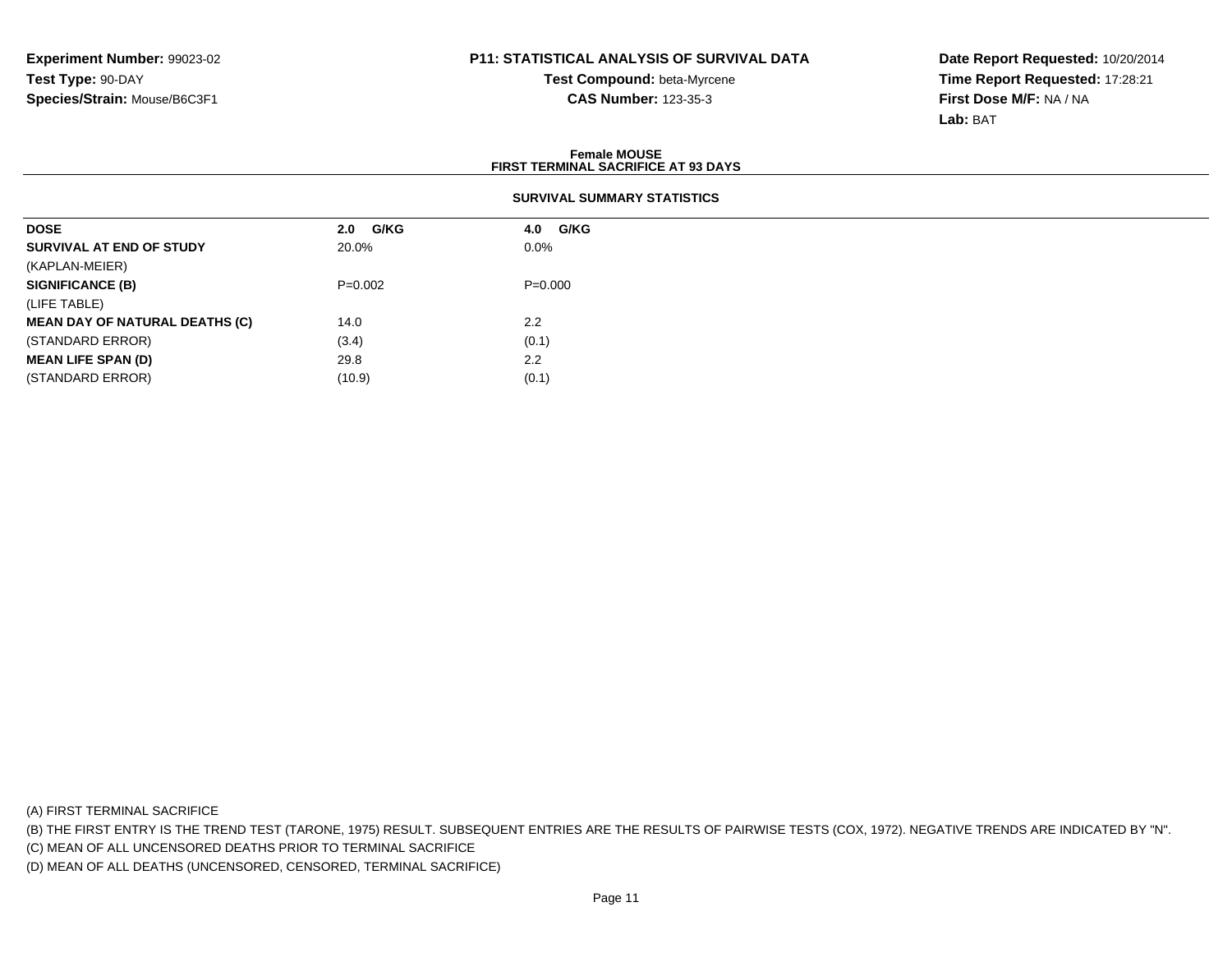**Experiment Number:** 99023-02
**Test Type:** 90-DAY
**Species/Strain:** Mouse/B6C3F1

**P11: STATISTICAL ANALYSIS OF SURVIVAL DATA**
**Test Compound:** beta-Myrcene
**CAS Number:** 123-35-3

**Date Report Requested:** 10/20/2014
**Time Report Requested:** 17:28:21
**First Dose M/F:** NA / NA
**Lab:** BAT

**Female MOUSE**
**FIRST TERMINAL SACRIFICE AT 93 DAYS**

**SURVIVAL SUMMARY STATISTICS**

| DOSE | 2.0 G/KG | 4.0 G/KG |
|---|---|---|
| **SURVIVAL AT END OF STUDY** | 20.0% | 0.0% |
| (KAPLAN-MEIER) | | |
| **SIGNIFICANCE (B)** | P=0.002 | P=0.000 |
| (LIFE TABLE) | | |
| **MEAN DAY OF NATURAL DEATHS (C)** | 14.0 | 2.2 |
| (STANDARD ERROR) | (3.4) | (0.1) |
| **MEAN LIFE SPAN (D)** | 29.8 | 2.2 |
| (STANDARD ERROR) | (10.9) | (0.1) |

(A) FIRST TERMINAL SACRIFICE
(B) THE FIRST ENTRY IS THE TREND TEST (TARONE, 1975) RESULT. SUBSEQUENT ENTRIES ARE THE RESULTS OF PAIRWISE TESTS (COX, 1972). NEGATIVE TRENDS ARE INDICATED BY "N".
(C) MEAN OF ALL UNCENSORED DEATHS PRIOR TO TERMINAL SACRIFICE
(D) MEAN OF ALL DEATHS (UNCENSORED, CENSORED, TERMINAL SACRIFICE)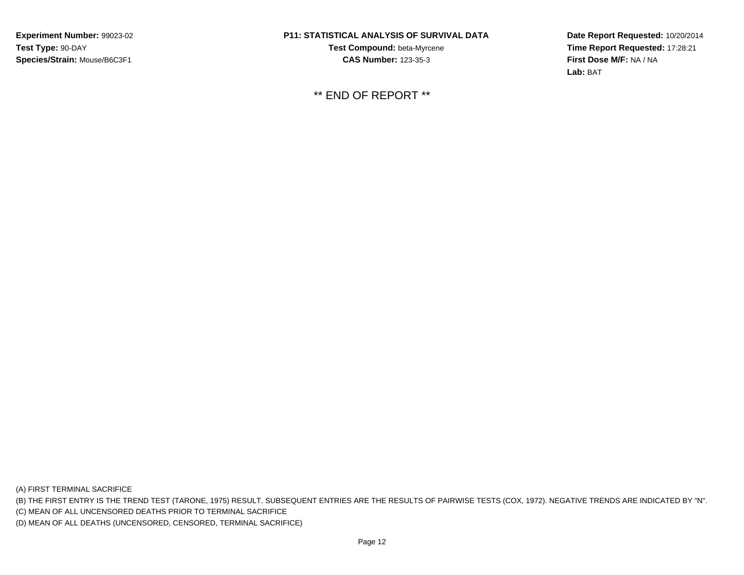**Experiment Number:** 99023-02
**Test Type:** 90-DAY
**Species/Strain:** Mouse/B6C3F1

**P11: STATISTICAL ANALYSIS OF SURVIVAL DATA**
**Test Compound:** beta-Myrcene
**CAS Number:** 123-35-3

**Date Report Requested:** 10/20/2014
**Time Report Requested:** 17:28:21
**First Dose M/F:** NA / NA
**Lab:** BAT

** END OF REPORT **

(A) FIRST TERMINAL SACRIFICE
(B) THE FIRST ENTRY IS THE TREND TEST (TARONE, 1975) RESULT. SUBSEQUENT ENTRIES ARE THE RESULTS OF PAIRWISE TESTS (COX, 1972). NEGATIVE TRENDS ARE INDICATED BY "N".
(C) MEAN OF ALL UNCENSORED DEATHS PRIOR TO TERMINAL SACRIFICE
(D) MEAN OF ALL DEATHS (UNCENSORED, CENSORED, TERMINAL SACRIFICE)